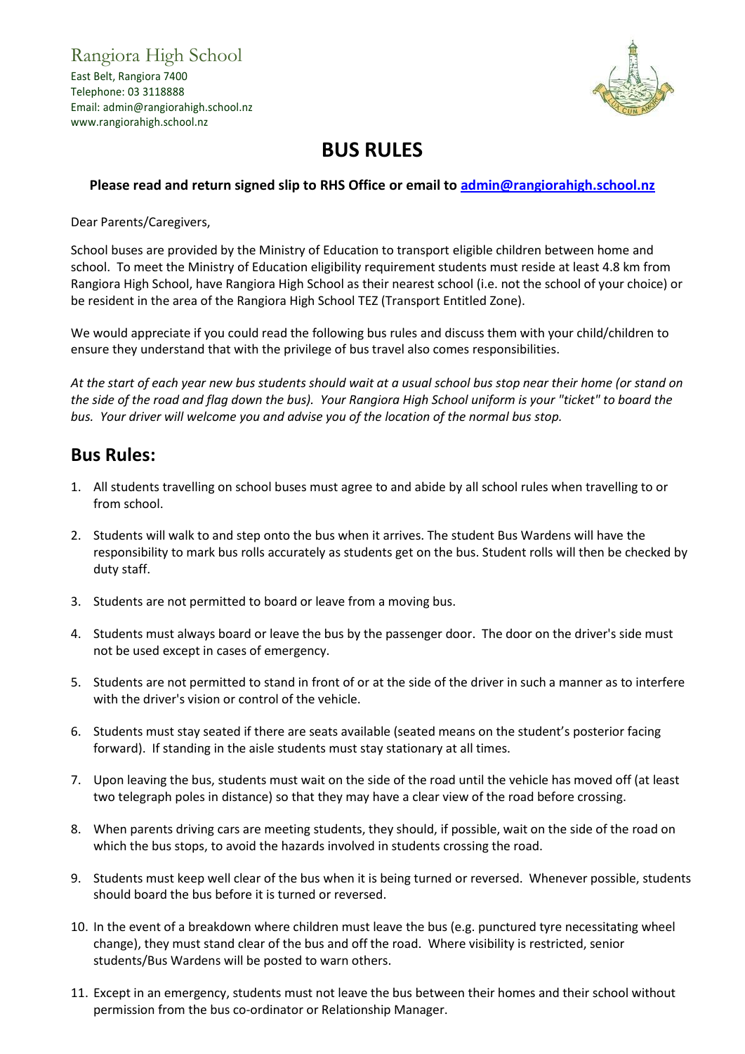Rangiora High School

East Belt, Rangiora 7400
Telephone: 03 3118888
Email: admin@rangiorahigh.school.nz
www.rangiorahigh.school.nz

# BUS RULES

**Please read and return signed slip to RHS Office or email to [admin@rangiorahigh.school.nz](mailto:admin@rangiorahigh.school.nz)**

Dear Parents/Caregivers,

School buses are provided by the Ministry of Education to transport eligible children between home and school. To meet the Ministry of Education eligibility requirement students must reside at least 4.8 km from Rangiora High School, have Rangiora High School as their nearest school (i.e. not the school of your choice) or be resident in the area of the Rangiora High School TEZ (Transport Entitled Zone).

We would appreciate if you could read the following bus rules and discuss them with your child/children to ensure they understand that with the privilege of bus travel also comes responsibilities.

*At the start of each year new bus students should wait at a usual school bus stop near their home (or stand on the side of the road and flag down the bus). Your Rangiora High School uniform is your "ticket" to board the bus. Your driver will welcome you and advise you of the location of the normal bus stop.*

## Bus Rules:

1. All students travelling on school buses must agree to and abide by all school rules when travelling to or from school.
2. Students will walk to and step onto the bus when it arrives. The student Bus Wardens will have the responsibility to mark bus rolls accurately as students get on the bus. Student rolls will then be checked by duty staff.
3. Students are not permitted to board or leave from a moving bus.
4. Students must always board or leave the bus by the passenger door. The door on the driver's side must not be used except in cases of emergency.
5. Students are not permitted to stand in front of or at the side of the driver in such a manner as to interfere with the driver's vision or control of the vehicle.
6. Students must stay seated if there are seats available (seated means on the student's posterior facing forward). If standing in the aisle students must stay stationary at all times.
7. Upon leaving the bus, students must wait on the side of the road until the vehicle has moved off (at least two telegraph poles in distance) so that they may have a clear view of the road before crossing.
8. When parents driving cars are meeting students, they should, if possible, wait on the side of the road on which the bus stops, to avoid the hazards involved in students crossing the road.
9. Students must keep well clear of the bus when it is being turned or reversed. Whenever possible, students should board the bus before it is turned or reversed.
10. In the event of a breakdown where children must leave the bus (e.g. punctured tyre necessitating wheel change), they must stand clear of the bus and off the road. Where visibility is restricted, senior students/Bus Wardens will be posted to warn others.
11. Except in an emergency, students must not leave the bus between their homes and their school without permission from the bus co-ordinator or Relationship Manager.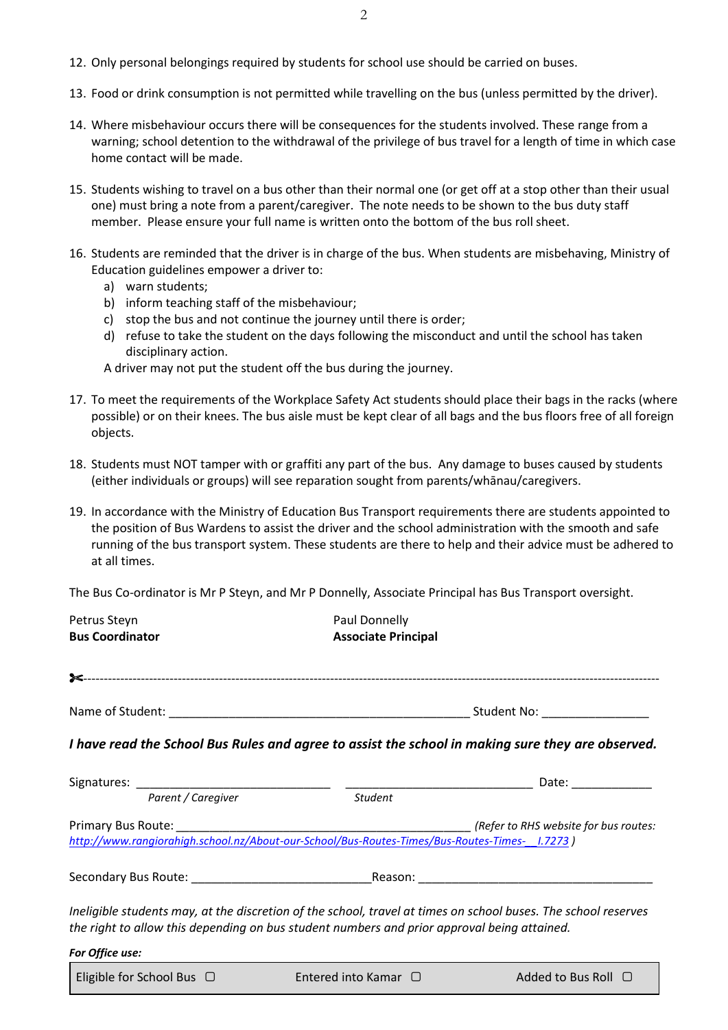12. Only personal belongings required by students for school use should be carried on buses.

13. Food or drink consumption is not permitted while travelling on the bus (unless permitted by the driver).

14. Where misbehaviour occurs there will be consequences for the students involved. These range from a warning; school detention to the withdrawal of the privilege of bus travel for a length of time in which case home contact will be made.

15. Students wishing to travel on a bus other than their normal one (or get off at a stop other than their usual one) must bring a note from a parent/caregiver. The note needs to be shown to the bus duty staff member. Please ensure your full name is written onto the bottom of the bus roll sheet.

16. Students are reminded that the driver is in charge of the bus. When students are misbehaving, Ministry of Education guidelines empower a driver to:
    a) warn students;
    b) inform teaching staff of the misbehaviour;
    c) stop the bus and not continue the journey until there is order;
    d) refuse to take the student on the days following the misconduct and until the school has taken disciplinary action.

    A driver may not put the student off the bus during the journey.

17. To meet the requirements of the Workplace Safety Act students should place their bags in the racks (where possible) or on their knees. The bus aisle must be kept clear of all bags and the bus floors free of all foreign objects.

18. Students must NOT tamper with or graffiti any part of the bus. Any damage to buses caused by students (either individuals or groups) will see reparation sought from parents/whānau/caregivers.

19. In accordance with the Ministry of Education Bus Transport requirements there are students appointed to the position of Bus Wardens to assist the driver and the school administration with the smooth and safe running of the bus transport system. These students are there to help and their advice must be adhered to at all times.

The Bus Co-ordinator is Mr P Steyn, and Mr P Donnelly, Associate Principal has Bus Transport oversight.

Petrus Steyn
**Bus Coordinator**

Paul Donnelly
**Associate Principal**

✂-----------------------------------------------------------------------------------------------------------------------

Name of Student: ________________________________________ Student No: _______________

***I have read the School Bus Rules and agree to assist the school in making sure they are observed.***

Signatures: ___________________________ ___________________________ Date: ___________

*Parent / Caregiver* *Student*

Primary Bus Route: ________________________________________ *(Refer to RHS website for bus routes: [http://www.rangiorahigh.school.nz/About-our-School/Bus-Routes-Times/Bus-Routes-Times-__I.7273](http://www.rangiorahigh.school.nz/About-our-School/Bus-Routes-Times/Bus-Routes-Times-__I.7273) )*

Secondary Bus Route: __________________________Reason: ___________________________________

*Ineligible students may, at the discretion of the school, travel at times on school buses. The school reserves the right to allow this depending on bus student numbers and prior approval being attained.*

***For Office use:***

| | | |
|---|---|---|
| Eligible for School Bus ▢ | Entered into Kamar ▢ | Added to Bus Roll ▢ |